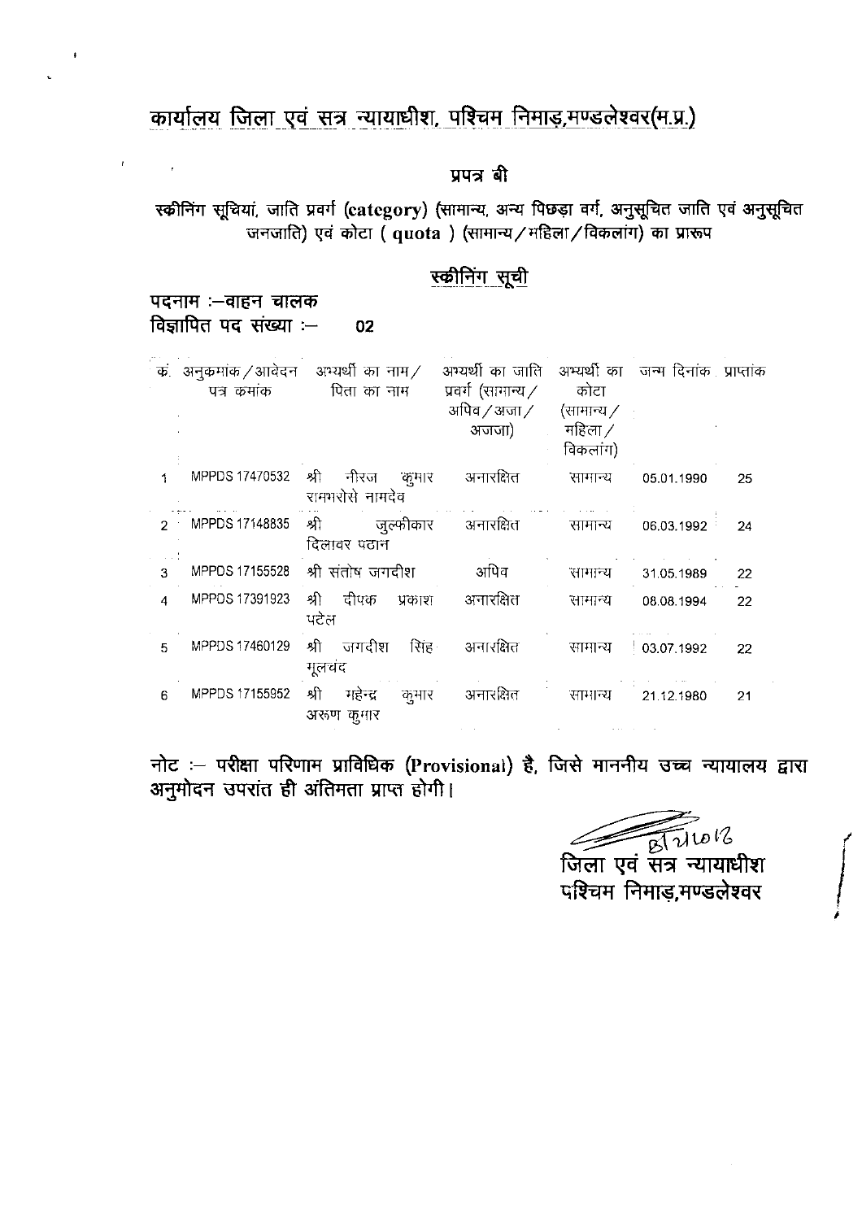# कार्यालय जिला एवं सत्र न्यायाधीश, पश्चिम निमाड़,मण्डलेश्वर(म.प्र.)

## प्रपत्र बी

स्क्रीनिंग सूचियां, जाति प्रवर्ग (category) (सामान्य, अन्य पिछड़ा वर्ग, अनुसूचित जाति एवं अनुसूचित जनजाति) एवं कोटा ( quota ) (सामान्य / महिला / विकलांग) का प्रारूप

## स्क्रीनिंग सूची

**पदनाम :–वाहन चालक**

**विज्ञापित पद संख्या :– 02**

| क्र. | अनुक्रमांक / आवेदन पत्र क्रमांक | अभ्यर्थी का नाम / पिता का नाम | अभ्यर्थी का जाति प्रवर्ग (सामान्य / अपिव / अजा / अजजा) | अभ्यर्थी का कोटा (सामान्य / महिला / विकलांग) | जन्म दिनांक | प्राप्तांक |
|---|---|---|---|---|---|---|
| 1 | MPPDS 17470532 | श्री नीरज कुमार रामभरोसे नामदेव | अनारक्षित | सामान्य | 05.01.1990 | 25 |
| 2 | MPPDS 17148835 | श्री जुल्फीकार दिलावर पठान | अनारक्षित | सामान्य | 06.03.1992 | 24 |
| 3 | MPPDS 17155528 | श्री संतोष जगदीश | अपिव | सामान्य | 31.05.1989 | 22 |
| 4 | MPPDS 17391923 | श्री दीपक प्रकाश पटेल | अनारक्षित | सामान्य | 08.08.1994 | 22 |
| 5 | MPPDS 17460129 | श्री जगदीश सिंह मूलचंद | अनारक्षित | सामान्य | 03.07.1992 | 22 |
| 6 | MPPDS 17155952 | श्री महेन्द्र कुमार अरूण कुमार | अनारक्षित | सामान्य | 21.12.1980 | 21 |

**नोट :– परीक्षा परिणाम प्राविधिक (Provisional) है, जिसे माननीय उच्च न्यायालय द्वारा अनुमोदन उपरांत ही अंतिमता प्राप्त होगी।**

8/2/2018

जिला एवं सत्र न्यायाधीश
पश्चिम निमाड़,मण्डलेश्वर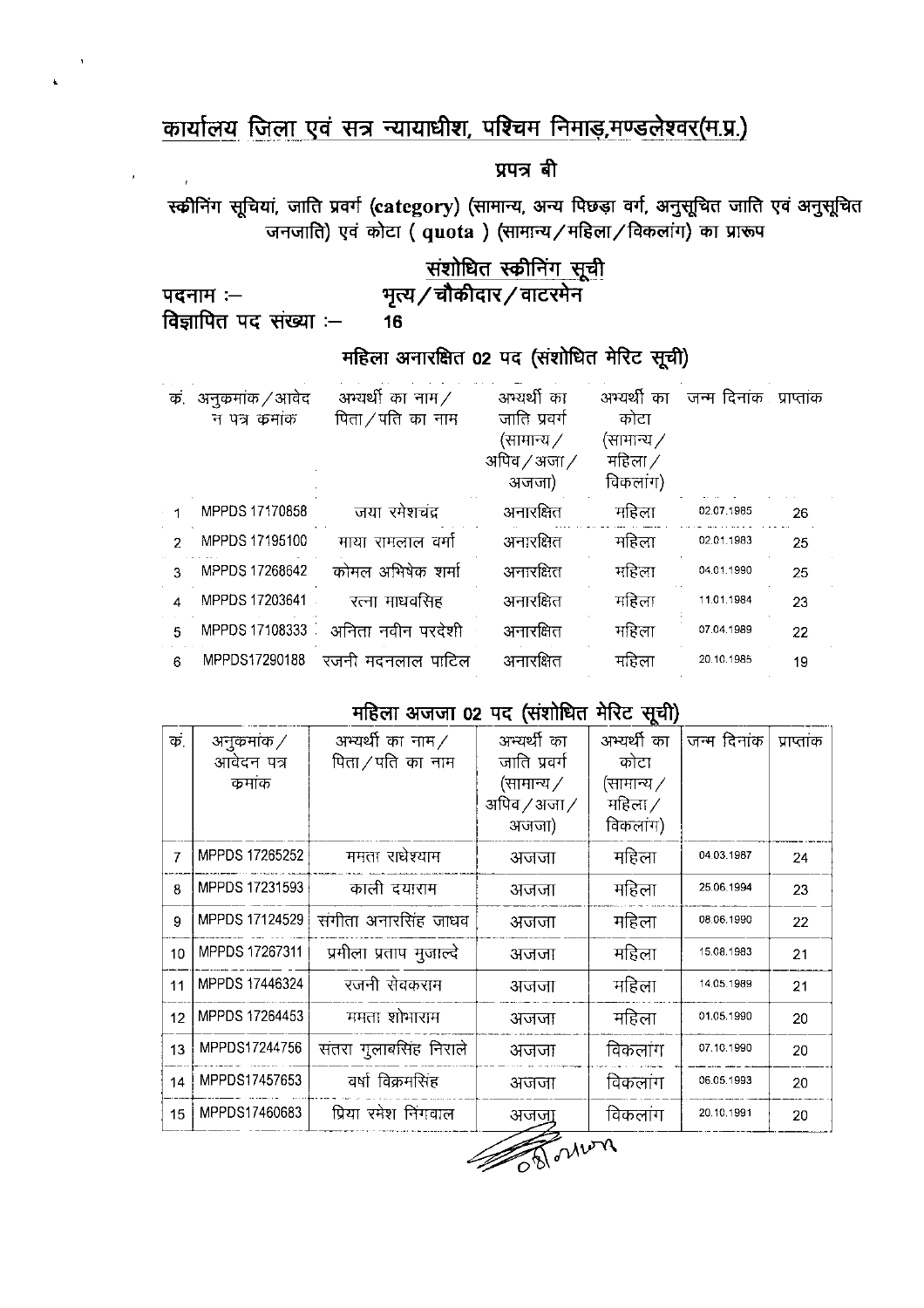# कार्यालय जिला एवं सत्र न्यायाधीश, पश्चिम निमाड़,मण्डलेश्वर(म.प्र.)

## प्रपत्र बी

स्क्रीनिंग सूचियां, जाति प्रवर्ग (category) (सामान्य, अन्य पिछड़ा वर्ग, अनुसूचित जाति एवं अनुसूचित जनजाति) एवं कोटा ( quota ) (सामान्य/महिला/विकलांग) का प्रारूप

## संशोधित स्क्रीनिंग सूची

पदनाम :— भृत्य/चौकीदार/वाटरमेन

विज्ञापित पद संख्या :— 16

### महिला अनारक्षित 02 पद (संशोधित मेरिट सूची)

| क्रं. | अनुक्रमांक/आवेदन पत्र क्रमांक | अभ्यर्थी का नाम/ पिता/पति का नाम | अभ्यर्थी का जाति प्रवर्ग (सामान्य/ अपिव/अजा/ अजजा) | अभ्यर्थी का कोटा (सामान्य/ महिला/ विकलांग) | जन्म दिनांक | प्राप्तांक |
|---|---|---|---|---|---|---|
| 1 | MPPDS 17170858 | जया रमेशचंद्र | अनारक्षित | महिला | 02.07.1985 | 26 |
| 2 | MPPDS 17195100 | माया रामलाल वर्मा | अनारक्षित | महिला | 02.01.1983 | 25 |
| 3 | MPPDS 17268642 | कोमल अभिषेक शर्मा | अनारक्षित | महिला | 04.01.1990 | 25 |
| 4 | MPPDS 17203641 | रत्ना माधवसिंह | अनारक्षित | महिला | 11.01.1984 | 23 |
| 5 | MPPDS 17108333 | अनिता नवीन परदेशी | अनारक्षित | महिला | 07.04.1989 | 22 |
| 6 | MPPDS17290188 | रजनी मदनलाल पाटिल | अनारक्षित | महिला | 20.10.1985 | 19 |

### महिला अजजा 02 पद (संशोधित मेरिट सूची)

| क्रं. | अनुक्रमांक/ आवेदन पत्र क्रमांक | अभ्यर्थी का नाम/ पिता/पति का नाम | अभ्यर्थी का जाति प्रवर्ग (सामान्य/ अपिव/अजा/ अजजा) | अभ्यर्थी का कोटा (सामान्य/ महिला/ विकलांग) | जन्म दिनांक | प्राप्तांक |
|---|---|---|---|---|---|---|
| 7 | MPPDS 17265252 | ममता राधेश्याम | अजजा | महिला | 04.03.1987 | 24 |
| 8 | MPPDS 17231593 | काली दयाराम | अजजा | महिला | 25.06.1994 | 23 |
| 9 | MPPDS 17124529 | संगीता अनारसिंह जाधव | अजजा | महिला | 08.06.1990 | 22 |
| 10 | MPPDS 17267311 | प्रमीला प्रताप मुजाल्दे | अजजा | महिला | 15.08.1983 | 21 |
| 11 | MPPDS 17446324 | रजनी सेवकराम | अजजा | महिला | 14.05.1989 | 21 |
| 12 | MPPDS 17264453 | ममता शोभाराम | अजजा | महिला | 01.05.1990 | 20 |
| 13 | MPPDS17244756 | संतरा गुलाबसिंह निराले | अजजा | विकलांग | 07.10.1990 | 20 |
| 14 | MPPDS17457653 | वर्षा विक्रमसिंह | अजजा | विकलांग | 06.05.1993 | 20 |
| 15 | MPPDS17460683 | प्रिया रमेश निंगवाल | अजजा | विकलांग | 20.10.1991 | 20 |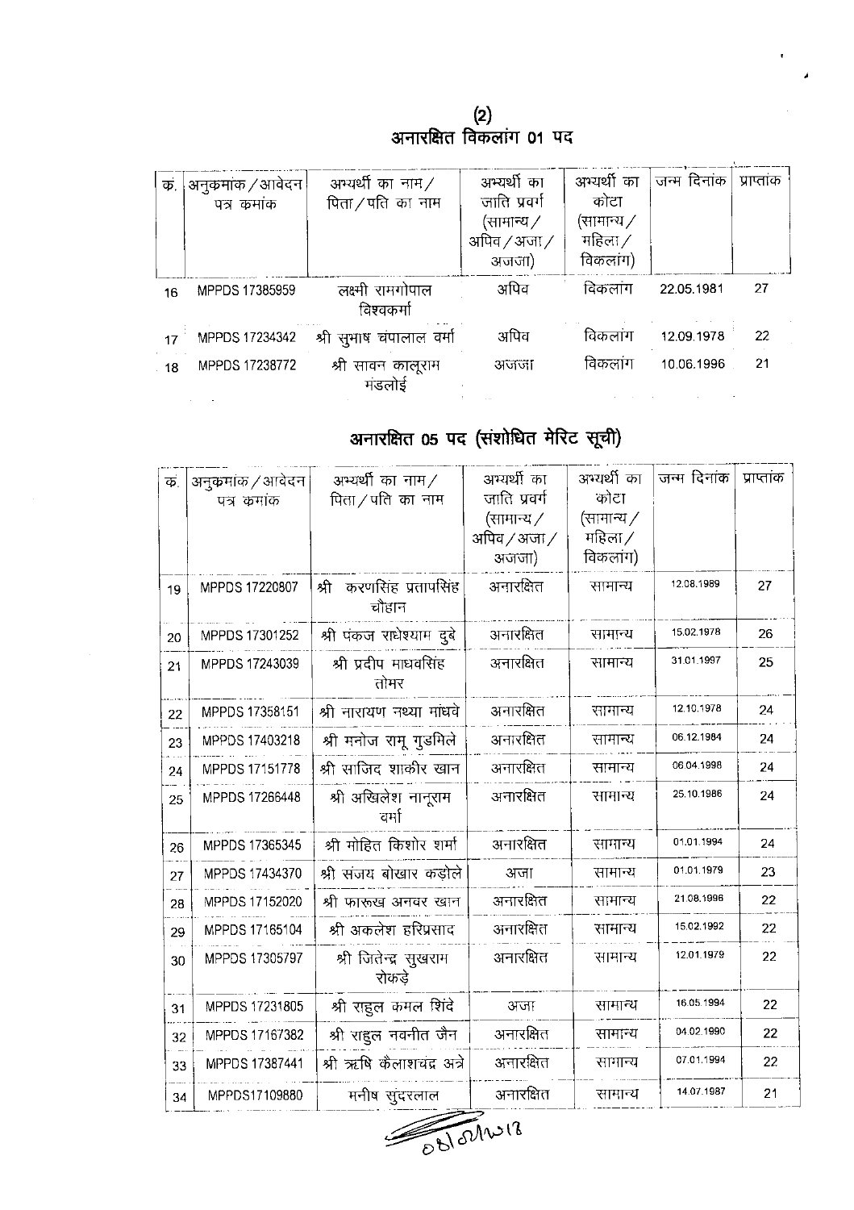## (2)
## अनारक्षित विकलांग 01 पद

| क्र. | अनुक्रमांक / आवेदन पत्र क्रमांक | अभ्यर्थी का नाम / पिता / पति का नाम | अभ्यर्थी का जाति प्रवर्ग (सामान्य / अपिव / अजा / अजजा) | अभ्यर्थी का कोटा (सामान्य / महिला / विकलांग) | जन्म दिनांक | प्राप्तांक |
|---|---|---|---|---|---|---|
| 16 | MPPDS 17385959 | लक्ष्मी रामगोपाल विश्वकर्मा | अपिव | विकलांग | 22.05.1981 | 27 |
| 17 | MPPDS 17234342 | श्री सुभाष चंपालाल वर्मा | अपिव | विकलांग | 12.09.1978 | 22 |
| 18 | MPPDS 17238772 | श्री सावन कालूराम मंडलोई | अजजा | विकलांग | 10.06.1996 | 21 |

## अनारक्षित 05 पद (संशोधित मेरिट सूची)

| क्र. | अनुक्रमांक / आवेदन पत्र क्रमांक | अभ्यर्थी का नाम / पिता / पति का नाम | अभ्यर्थी का जाति प्रवर्ग (सामान्य / अपिव / अजा / अजजा) | अभ्यर्थी का कोटा (सामान्य / महिला / विकलांग) | जन्म दिनांक | प्राप्तांक |
|---|---|---|---|---|---|---|
| 19 | MPPDS 17220807 | श्री करणसिंह प्रतापसिंह चौहान | अनारक्षित | सामान्य | 12.08.1989 | 27 |
| 20 | MPPDS 17301252 | श्री पंकज राधेश्याम दुबे | अनारक्षित | सामान्य | 15.02.1978 | 26 |
| 21 | MPPDS 17243039 | श्री प्रदीप माधवसिंह तोमर | अनारक्षित | सामान्य | 31.01.1997 | 25 |
| 22 | MPPDS 17358151 | श्री नारायण नथ्था मांधवे | अनारक्षित | सामान्य | 12.10.1978 | 24 |
| 23 | MPPDS 17403218 | श्री मनोज रामू गुडमिले | अनारक्षित | सामान्य | 06.12.1984 | 24 |
| 24 | MPPDS 17151778 | श्री साजिद शाकीर खान | अनारक्षित | सामान्य | 06.04.1998 | 24 |
| 25 | MPPDS 17266448 | श्री अखिलेश नानूराम वर्मा | अनारक्षित | सामान्य | 25.10.1986 | 24 |
| 26 | MPPDS 17365345 | श्री मोहित किशोर शर्मा | अनारक्षित | सामान्य | 01.01.1994 | 24 |
| 27 | MPPDS 17434370 | श्री संजय बोखार कड़ोले | अजा | सामान्य | 01.01.1979 | 23 |
| 28 | MPPDS 17152020 | श्री फारूख अनवर खान | अनारक्षित | सामान्य | 21.08.1996 | 22 |
| 29 | MPPDS 17165104 | श्री अकलेश हरिप्रसाद | अनारक्षित | सामान्य | 15.02.1992 | 22 |
| 30 | MPPDS 17305797 | श्री जितेन्द्र सुखराम रोकड़े | अनारक्षित | सामान्य | 12.01.1979 | 22 |
| 31 | MPPDS 17231805 | श्री राहुल कमल शिंदे | अजा | सामान्य | 16.05.1994 | 22 |
| 32 | MPPDS 17167382 | श्री राहुल नवनीत जैन | अनारक्षित | सामान्य | 04.02.1990 | 22 |
| 33 | MPPDS 17387441 | श्री ऋषि कैलाशचंद्र अत्रे | अनारक्षित | सामान्य | 07.01.1994 | 22 |
| 34 | MPPDS17109880 | मनीष सुंदरलाल | अनारक्षित | सामान्य | 14.07.1987 | 21 |

08/02/2018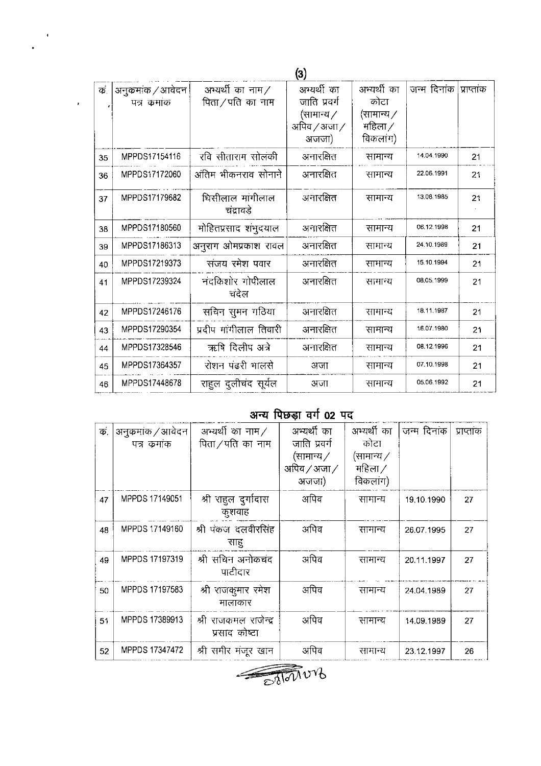| क्र. | अनुक्रमांक / आवेदन पत्र क्रमांक | अभ्यर्थी का नाम / पिता / पति का नाम | अभ्यर्थी का जाति प्रवर्ग (सामान्य / अपिव / अजा / अजजा) | अभ्यर्थी का कोटा (सामान्य / महिला / विकलांग) | जन्म दिनांक | प्राप्तांक |
|---|---|---|---|---|---|---|
| 35 | MPPDS17154116 | रवि सीताराम सोलंकी | अनारक्षित | सामान्य | 14.04.1990 | 21 |
| 36 | MPPDS17172060 | अंतिम भीकनराव सोनाने | अनारक्षित | सामान्य | 22.06.1991 | 21 |
| 37 | MPPDS17179682 | घिसीलाल मांगीलाल चंद्रावडे | अनारक्षित | सामान्य | 13.08.1985 | 21 |
| 38 | MPPDS17180560 | मोहितप्रसाद शंभुदयाल | अनारक्षित | सामान्य | 06.12.1998 | 21 |
| 39 | MPPDS17186313 | अनुराग ओमप्रकाश रावल | अनारक्षित | सामान्य | 24.10.1989 | 21 |
| 40 | MPPDS17219373 | संजय रमेश पवार | अनारक्षित | सामान्य | 15.10.1994 | 21 |
| 41 | MPPDS17239324 | नंदकिशोर गोपीलाल चंदेल | अनारक्षित | सामान्य | 08.05.1999 | 21 |
| 42 | MPPDS17246176 | सचिन सुमन गठिया | अनारक्षित | सामान्य | 18.11.1987 | 21 |
| 43 | MPPDS17290354 | प्रदीप मांगीलाल तिवारी | अनारक्षित | सामान्य | 16.07.1980 | 21 |
| 44 | MPPDS17328546 | ऋषि दिलीप अत्रे | अनारक्षित | सामान्य | 08.12.1996 | 21 |
| 45 | MPPDS17364357 | रोशन पंढरी भालसे | अजा | सामान्य | 07.10.1998 | 21 |
| 46 | MPPDS17448678 | राहुल दुलीचंद सूर्यल | अजा | सामान्य | 05.06.1992 | 21 |

## अन्य पिछड़ा वर्ग 02 पद

| क्र. | अनुक्रमांक / आवेदन पत्र क्रमांक | अभ्यर्थी का नाम / पिता / पति का नाम | अभ्यर्थी का जाति प्रवर्ग (सामान्य / अपिव / अजा / अजजा) | अभ्यर्थी का कोटा (सामान्य / महिला / विकलांग) | जन्म दिनांक | प्राप्तांक |
|---|---|---|---|---|---|---|
| 47 | MPPDS 17149051 | श्री राहुल दुर्गादास कुशवाह | अपिव | सामान्य | 19.10.1990 | 27 |
| 48 | MPPDS 17149160 | श्री पंकज दलवीरसिंह साहु | अपिव | सामान्य | 26.07.1995 | 27 |
| 49 | MPPDS 17197319 | श्री सचिन अनोकचंद पाटीदार | अपिव | सामान्य | 20.11.1997 | 27 |
| 50 | MPPDS 17197583 | श्री राजकुमार रमेश मालाकार | अपिव | सामान्य | 24.04.1989 | 27 |
| 51 | MPPDS 17389913 | श्री राजकमल राजेन्द्र प्रसाद कोष्टा | अपिव | सामान्य | 14.09.1989 | 27 |
| 52 | MPPDS 17347472 | श्री समीर मंजूर खान | अपिव | सामान्य | 23.12.1997 | 26 |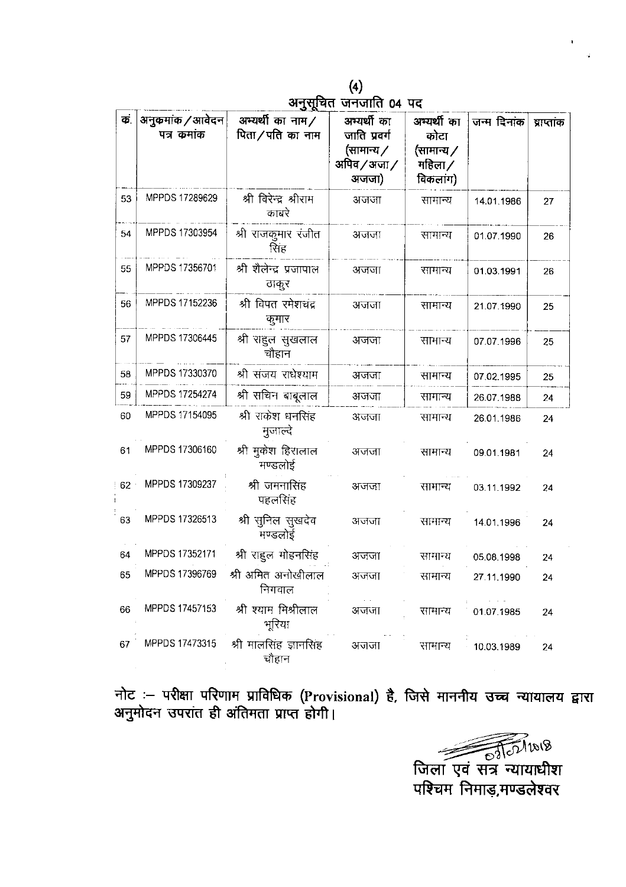(4)

## अनुसूचित जनजाति 04 पद

| क्र. | अनुकमांक/आवेदन पत्र कमांक | अभ्यर्थी का नाम/पिता/पति का नाम | अभ्यर्थी का जाति प्रवर्ग (सामान्य/अपिव/अजा/अजजा) | अभ्यर्थी का कोटा (सामान्य/महिला/विकलांग) | जन्म दिनांक | प्राप्तांक |
|---|---|---|---|---|---|---|
| 53 | MPPDS 17289629 | श्री विरेन्द्र श्रीराम काबरे | अजजा | सामान्य | 14.01.1986 | 27 |
| 54 | MPPDS 17303954 | श्री राजकुमार रंजीत सिंह | अजजा | सामान्य | 01.07.1990 | 26 |
| 55 | MPPDS 17356701 | श्री शैलेन्द्र प्रजापाल ठाकुर | अजजा | सामान्य | 01.03.1991 | 26 |
| 56 | MPPDS 17152236 | श्री विपत रमेशचंद्र कुमार | अजजा | सामान्य | 21.07.1990 | 25 |
| 57 | MPPDS 17306445 | श्री राहुल सुखलाल चौहान | अजजा | सामान्य | 07.07.1996 | 25 |
| 58 | MPPDS 17330370 | श्री संजय राधेश्याम | अजजा | सामान्य | 07.02.1995 | 25 |
| 59 | MPPDS 17254274 | श्री सचिन बाबूलाल | अजजा | सामान्य | 26.07.1988 | 24 |
| 60 | MPPDS 17154095 | श्री राकेश धनसिंह मुजाल्दे | अजजा | सामान्य | 26.01.1986 | 24 |
| 61 | MPPDS 17306160 | श्री मुकेश हिरालाल मण्डलोई | अजजा | सामान्य | 09.01.1981 | 24 |
| 62 | MPPDS 17309237 | श्री जमनासिंह पहलसिंह | अजजा | सामान्य | 03.11.1992 | 24 |
| 63 | MPPDS 17326513 | श्री सुनिल सुखदेव मण्डलोई | अजजा | सामान्य | 14.01.1996 | 24 |
| 64 | MPPDS 17352171 | श्री राहुल मोहनसिंह | अजजा | सामान्य | 05.08.1998 | 24 |
| 65 | MPPDS 17396769 | श्री अमित अनोखीलाल निगवाल | अजजा | सामान्य | 27.11.1990 | 24 |
| 66 | MPPDS 17457153 | श्री श्याम मिश्रीलाल भूरिया | अजजा | सामान्य | 01.07.1985 | 24 |
| 67 | MPPDS 17473315 | श्री मालसिंह ज्ञानसिंह चौहान | अजजा | सामान्य | 10.03.1989 | 24 |

**नोट :– परीक्षा परिणाम प्राविधिक (Provisional) है, जिसे माननीय उच्च न्यायालय द्वारा अनुमोदन उपरांत ही अंतिमता प्राप्त होगी।**

07/02/2018

**जिला एवं सत्र न्यायाधीश**
**पश्चिम निमाड़,मण्डलेश्वर**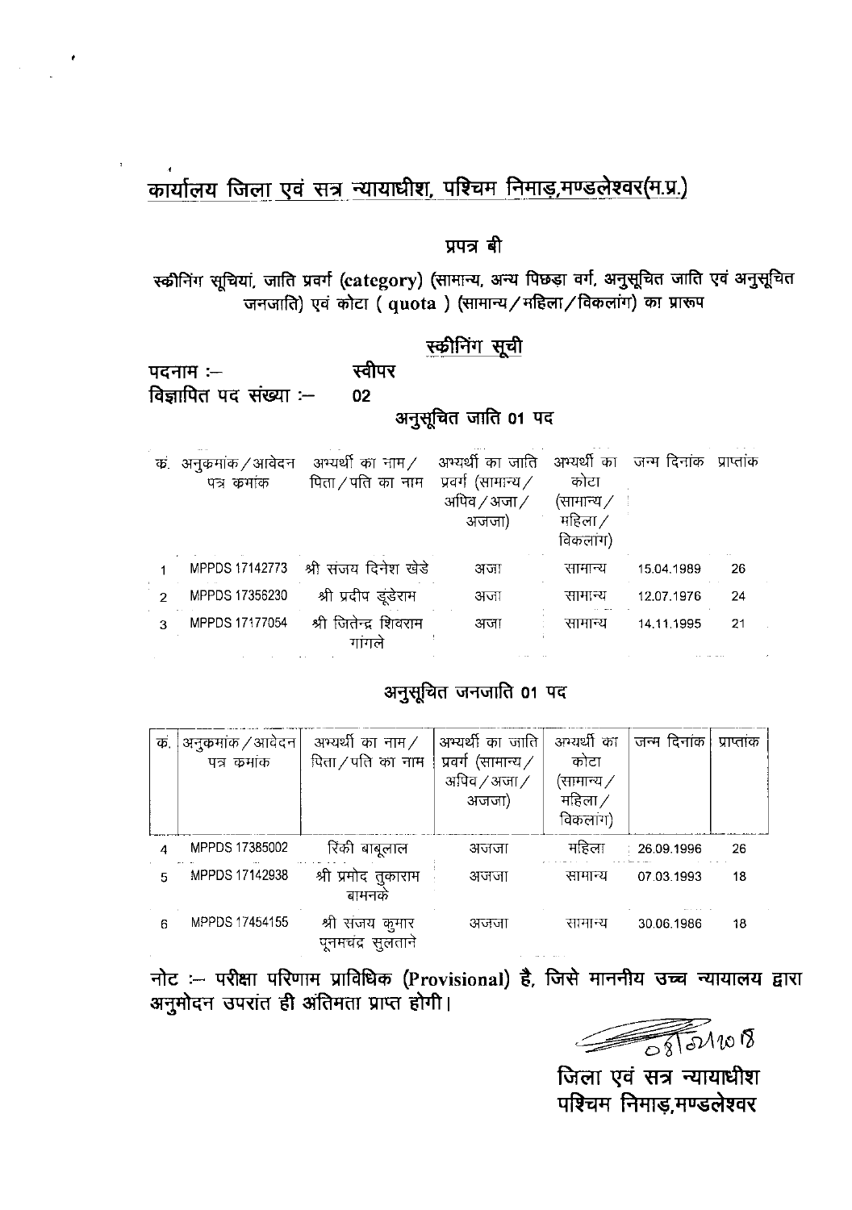# कार्यालय जिला एवं सत्र न्यायाधीश, पश्चिम निमाड़,मण्डलेश्वर(म.प्र.)

## प्रपत्र बी

स्क्रीनिंग सूचियां, जाति प्रवर्ग (category) (सामान्य, अन्य पिछड़ा वर्ग, अनुसूचित जाति एवं अनुसूचित जनजाति) एवं कोटा ( quota ) (सामान्य/महिला/विकलांग) का प्रारूप

## स्क्रीनिंग सूची

पदनाम :— स्वीपर

विज्ञापित पद संख्या :— 02

### अनुसूचित जाति 01 पद

| क्र. | अनुक्रमांक/आवेदन पत्र क्रमांक | अभ्यर्थी का नाम/ पिता/पति का नाम | अभ्यर्थी का जाति प्रवर्ग (सामान्य/ अपिव/अजा/ अजजा) | अभ्यर्थी का कोटा (सामान्य/ महिला/ विकलांग) | जन्म दिनांक | प्राप्तांक |
|---|---|---|---|---|---|---|
| 1 | MPPDS 17142773 | श्री संजय दिनेश खेडे | अजा | सामान्य | 15.04.1989 | 26 |
| 2 | MPPDS 17356230 | श्री प्रदीप डूडेराम | अजा | सामान्य | 12.07.1976 | 24 |
| 3 | MPPDS 17177054 | श्री जितेन्द्र शिवराम गांगले | अजा | सामान्य | 14.11.1995 | 21 |

### अनुसूचित जनजाति 01 पद

| क्र. | अनुक्रमांक/आवेदन पत्र क्रमांक | अभ्यर्थी का नाम/ पिता/पति का नाम | अभ्यर्थी का जाति प्रवर्ग (सामान्य/ अपिव/अजा/ अजजा) | अभ्यर्थी का कोटा (सामान्य/ महिला/ विकलांग) | जन्म दिनांक | प्राप्तांक |
|---|---|---|---|---|---|---|
| 4 | MPPDS 17385002 | रिंकी बाबूलाल | अजजा | महिला | 26.09.1996 | 26 |
| 5 | MPPDS 17142938 | श्री प्रमोद तुकाराम बामनके | अजजा | सामान्य | 07.03.1993 | 18 |
| 6 | MPPDS 17454155 | श्री संजय कुमार पूनमचंद्र सुलताने | अजजा | सामान्य | 30.06.1986 | 18 |

**नोट :— परीक्षा परिणाम प्राविधिक (Provisional) है, जिसे माननीय उच्च न्यायालय द्वारा अनुमोदन उपरांत ही अंतिमता प्राप्त होगी।**

08/02/2018

**जिला एवं सत्र न्यायाधीश**
**पश्चिम निमाड़,मण्डलेश्वर**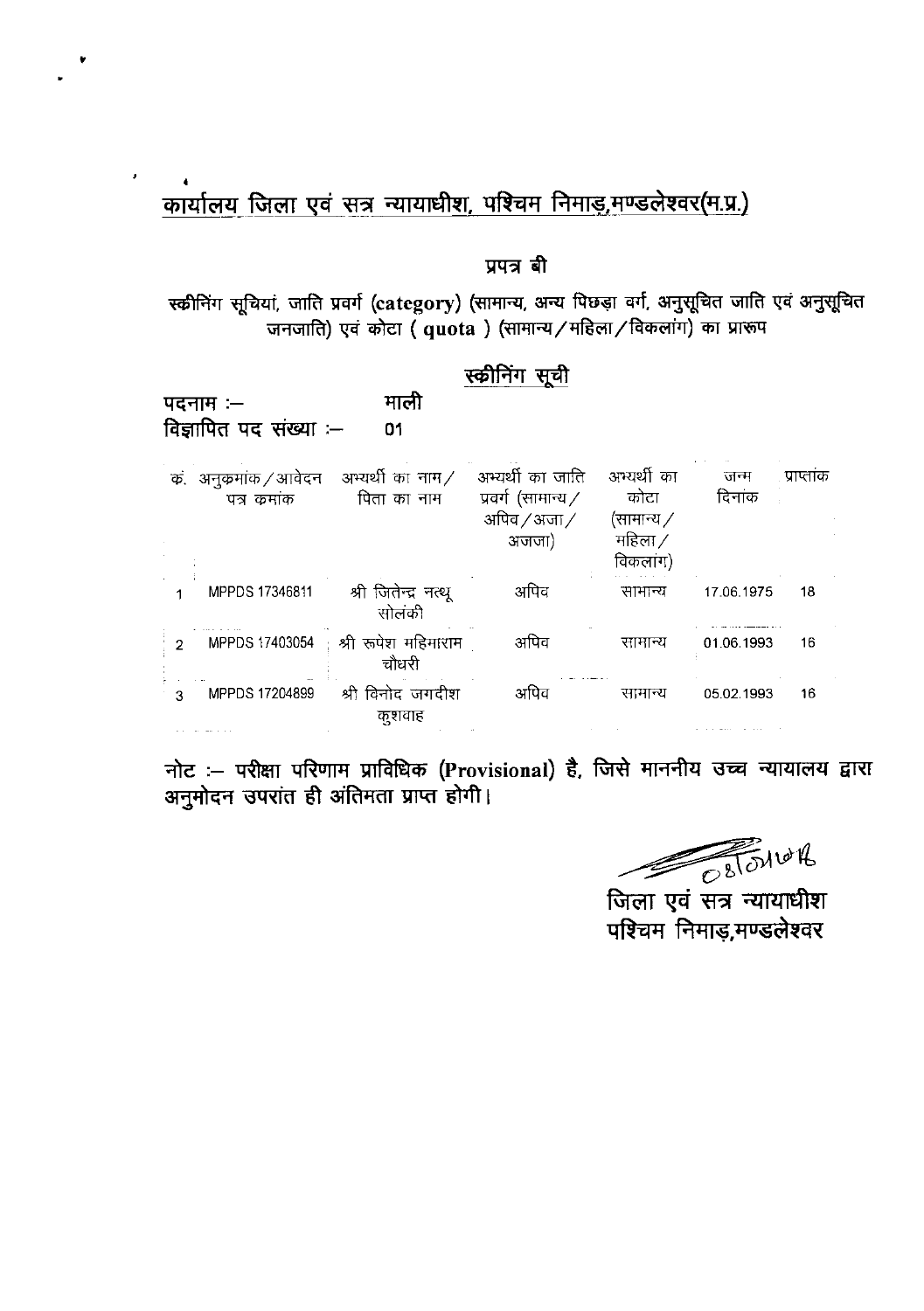# कार्यालय जिला एवं सत्र न्यायाधीश, पश्चिम निमाड़,मण्डलेश्वर(म.प्र.)

**प्रपत्र बी**

**स्क्रीनिंग सूचियां, जाति प्रवर्ग (category) (सामान्य, अन्य पिछड़ा वर्ग, अनुसूचित जाति एवं अनुसूचित जनजाति) एवं कोटा ( quota ) (सामान्य/महिला/विकलांग) का प्रारूप**

## स्क्रीनिंग सूची

पदनाम :— माली

विज्ञापित पद संख्या :— 01

| क. | अनुक्रमांक/आवेदन पत्र क्रमांक | अभ्यर्थी का नाम/पिता का नाम | अभ्यर्थी का जाति प्रवर्ग (सामान्य/अपिव/अजा/अजजा) | अभ्यर्थी का कोटा (सामान्य/महिला/विकलांग) | जन्म दिनांक | प्राप्तांक |
|---|---|---|---|---|---|---|
| 1 | MPPDS 17346811 | श्री जितेन्द्र नत्थू सोलंकी | अपिव | सामान्य | 17.06.1975 | 18 |
| 2 | MPPDS 17403054 | श्री रूपेश महिमाराम चौधरी | अपिव | सामान्य | 01.06.1993 | 16 |
| 3 | MPPDS 17204899 | श्री विनोद जगदीश कुशवाह | अपिव | सामान्य | 05.02.1993 | 16 |

**नोट :— परीक्षा परिणाम प्राविधिक (Provisional) है, जिसे माननीय उच्च न्यायालय द्वारा अनुमोदन उपरांत ही अंतिमता प्राप्त होगी।**

08/01/18

**जिला एवं सत्र न्यायाधीश**
**पश्चिम निमाड़,मण्डलेश्वर**